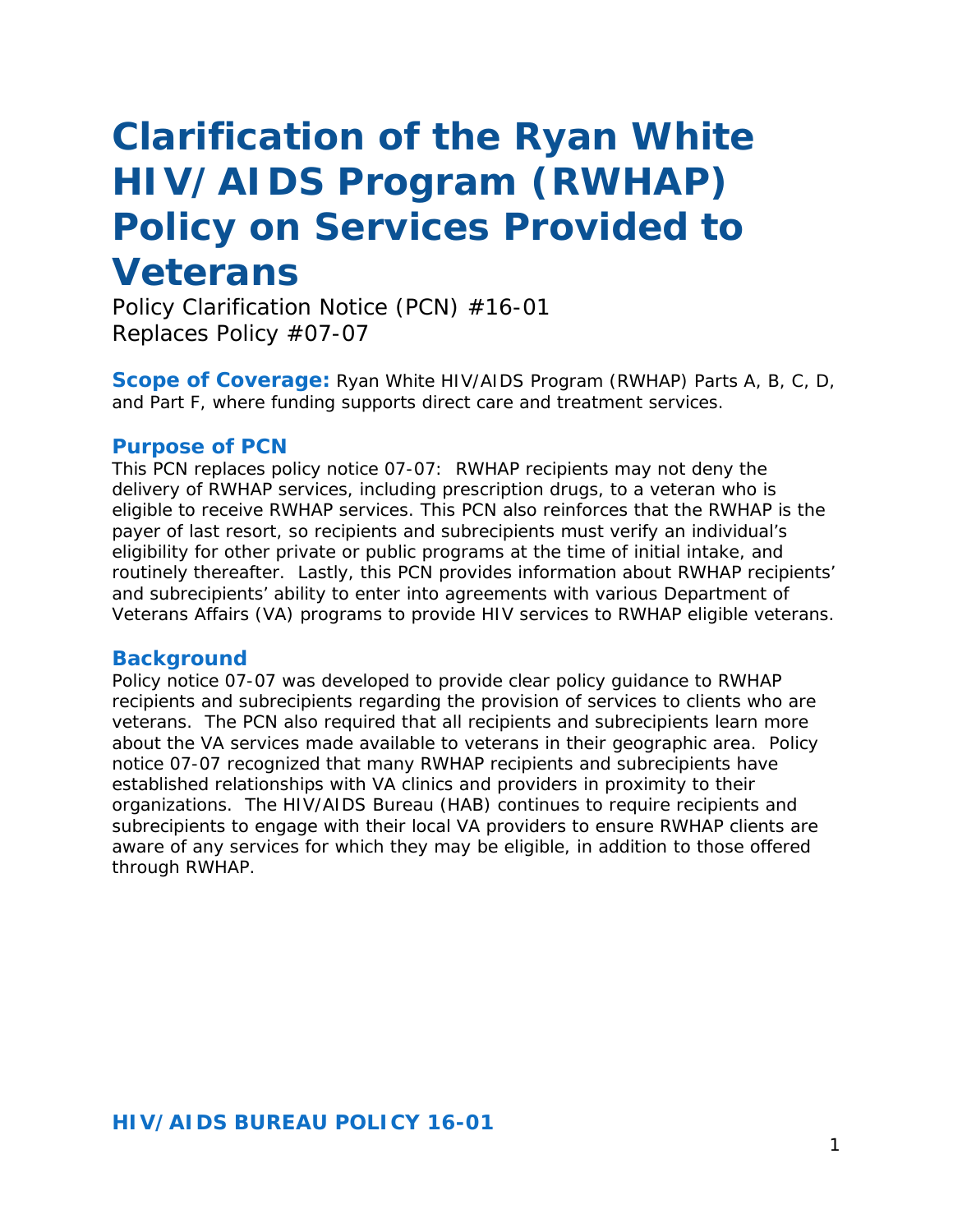# Clarification of the Ryan White HIV/AIDS Program (RWHAP) Policy on Services Provided to Veterans

Policy Clarification Notice (PCN) #16-01
Replaces Policy #07-07

**Scope of Coverage:** Ryan White HIV/AIDS Program (RWHAP) Parts A, B, C, D, and Part F, where funding supports direct care and treatment services.

## Purpose of PCN

This PCN replaces policy notice 07-07: RWHAP recipients may not deny the delivery of RWHAP services, including prescription drugs, to a veteran who is eligible to receive RWHAP services. This PCN also reinforces that the RWHAP is the payer of last resort, so recipients and subrecipients must verify an individual's eligibility for other private or public programs at the time of initial intake, and routinely thereafter. Lastly, this PCN provides information about RWHAP recipients' and subrecipients' ability to enter into agreements with various Department of Veterans Affairs (VA) programs to provide HIV services to RWHAP eligible veterans.

## Background

Policy notice 07-07 was developed to provide clear policy guidance to RWHAP recipients and subrecipients regarding the provision of services to clients who are veterans. The PCN also required that all recipients and subrecipients learn more about the VA services made available to veterans in their geographic area. Policy notice 07-07 recognized that many RWHAP recipients and subrecipients have established relationships with VA clinics and providers in proximity to their organizations. The HIV/AIDS Bureau (HAB) continues to require recipients and subrecipients to engage with their local VA providers to ensure RWHAP clients are aware of any services for which they may be eligible, in addition to those offered through RWHAP.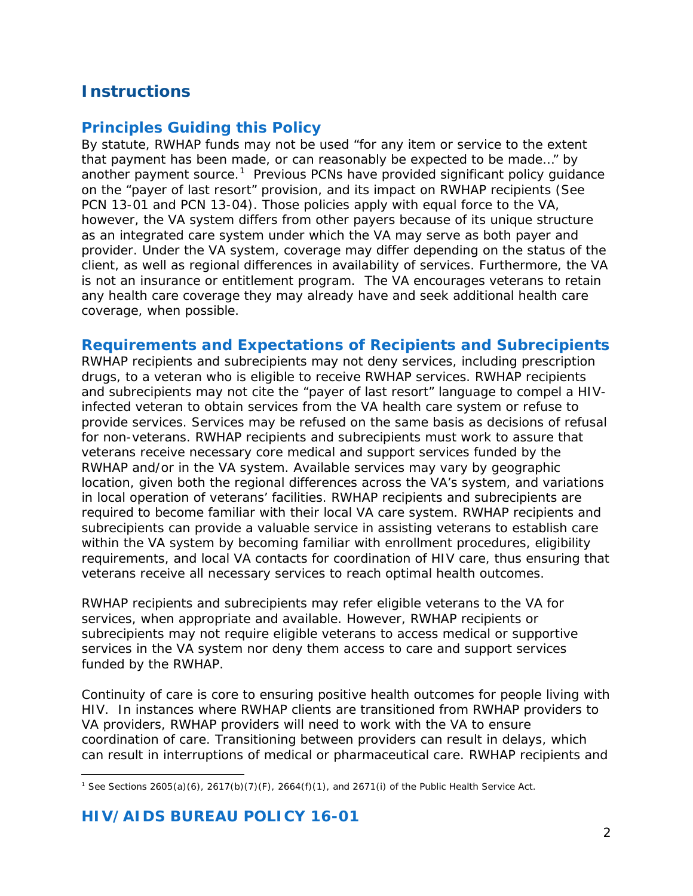# Instructions

## Principles Guiding this Policy

By statute, RWHAP funds may not be used "for any item or service to the extent that payment has been made, or can reasonably be expected to be made…" by another payment source.[1] Previous PCNs have provided significant policy guidance on the "payer of last resort" provision, and its impact on RWHAP recipients (See PCN 13-01 and PCN 13-04). Those policies apply with equal force to the VA, however, the VA system differs from other payers because of its unique structure as an integrated care system under which the VA may serve as both payer and provider. Under the VA system, coverage may differ depending on the status of the client, as well as regional differences in availability of services. Furthermore, the VA is not an insurance or entitlement program. The VA encourages veterans to retain any health care coverage they may already have and seek additional health care coverage, when possible.

## Requirements and Expectations of Recipients and Subrecipients

RWHAP recipients and subrecipients may not deny services, including prescription drugs, to a veteran who is eligible to receive RWHAP services. RWHAP recipients and subrecipients may not cite the "payer of last resort" language to compel a HIV-infected veteran to obtain services from the VA health care system or refuse to provide services. Services may be refused on the same basis as decisions of refusal for non-veterans. RWHAP recipients and subrecipients must work to assure that veterans receive necessary core medical and support services funded by the RWHAP and/or in the VA system. Available services may vary by geographic location, given both the regional differences across the VA's system, and variations in local operation of veterans' facilities. RWHAP recipients and subrecipients are required to become familiar with their local VA care system. RWHAP recipients and subrecipients can provide a valuable service in assisting veterans to establish care within the VA system by becoming familiar with enrollment procedures, eligibility requirements, and local VA contacts for coordination of HIV care, thus ensuring that veterans receive all necessary services to reach optimal health outcomes.

RWHAP recipients and subrecipients may refer eligible veterans to the VA for services, when appropriate and available. However, RWHAP recipients or subrecipients may not require eligible veterans to access medical or supportive services in the VA system nor deny them access to care and support services funded by the RWHAP.

Continuity of care is core to ensuring positive health outcomes for people living with HIV. In instances where RWHAP clients are transitioned from RWHAP providers to VA providers, RWHAP providers will need to work with the VA to ensure coordination of care. Transitioning between providers can result in delays, which can result in interruptions of medical or pharmaceutical care. RWHAP recipients and

[1] See Sections 2605(a)(6), 2617(b)(7)(F), 2664(f)(1), and 2671(i) of the Public Health Service Act.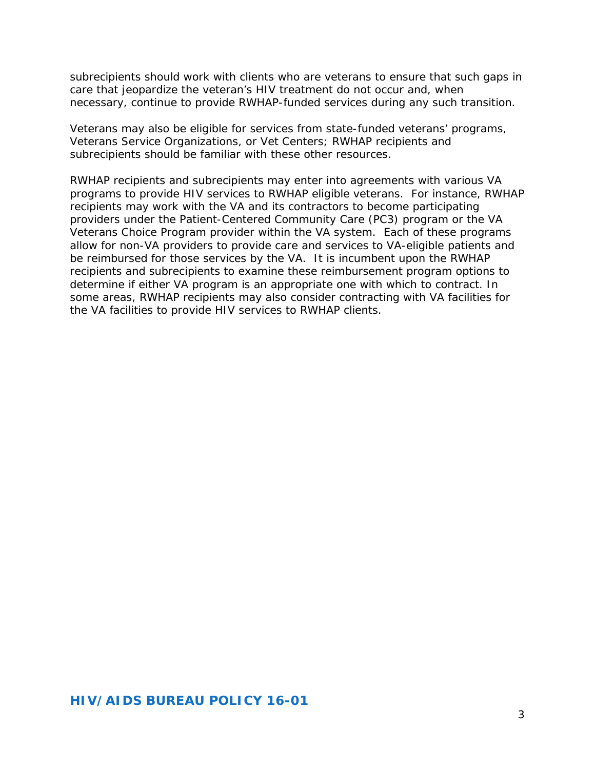subrecipients should work with clients who are veterans to ensure that such gaps in care that jeopardize the veteran's HIV treatment do not occur and, when necessary, continue to provide RWHAP-funded services during any such transition.

Veterans may also be eligible for services from state-funded veterans' programs, Veterans Service Organizations, or Vet Centers; RWHAP recipients and subrecipients should be familiar with these other resources.

RWHAP recipients and subrecipients may enter into agreements with various VA programs to provide HIV services to RWHAP eligible veterans. For instance, RWHAP recipients may work with the VA and its contractors to become participating providers under the Patient-Centered Community Care (PC3) program or the VA Veterans Choice Program provider within the VA system. Each of these programs allow for non-VA providers to provide care and services to VA-eligible patients and be reimbursed for those services by the VA. It is incumbent upon the RWHAP recipients and subrecipients to examine these reimbursement program options to determine if either VA program is an appropriate one with which to contract. In some areas, RWHAP recipients may also consider contracting with VA facilities for the VA facilities to provide HIV services to RWHAP clients.